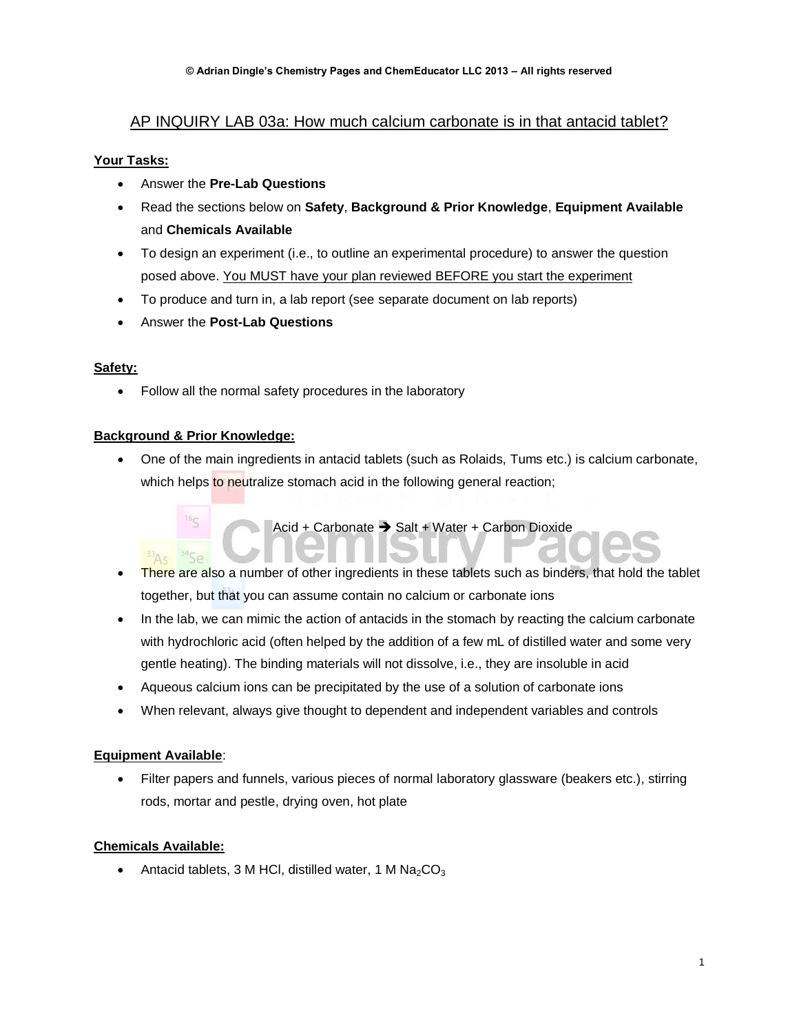© Adrian Dingle's Chemistry Pages and ChemEducator LLC 2013 – All rights reserved

# AP INQUIRY LAB 03a: How much calcium carbonate is in that antacid tablet?

**Your Tasks:**

- Answer the **Pre-Lab Questions**
- Read the sections below on **Safety**, **Background & Prior Knowledge**, **Equipment Available** and **Chemicals Available**
- To design an experiment (i.e., to outline an experimental procedure) to answer the question posed above. You MUST have your plan reviewed BEFORE you start the experiment
- To produce and turn in, a lab report (see separate document on lab reports)
- Answer the **Post-Lab Questions**

**Safety:**

- Follow all the normal safety procedures in the laboratory

**Background & Prior Knowledge:**

- One of the main ingredients in antacid tablets (such as Rolaids, Tums etc.) is calcium carbonate, which helps to neutralize stomach acid in the following general reaction;

  Acid + Carbonate → Salt + Water + Carbon Dioxide

- There are also a number of other ingredients in these tablets such as binders, that hold the tablet together, but that you can assume contain no calcium or carbonate ions
- In the lab, we can mimic the action of antacids in the stomach by reacting the calcium carbonate with hydrochloric acid (often helped by the addition of a few mL of distilled water and some very gentle heating). The binding materials will not dissolve, i.e., they are insoluble in acid
- Aqueous calcium ions can be precipitated by the use of a solution of carbonate ions
- When relevant, always give thought to dependent and independent variables and controls

**Equipment Available:**

- Filter papers and funnels, various pieces of normal laboratory glassware (beakers etc.), stirring rods, mortar and pestle, drying oven, hot plate

**Chemicals Available:**

- Antacid tablets, 3 M HCl, distilled water, 1 M $Na_2CO_3$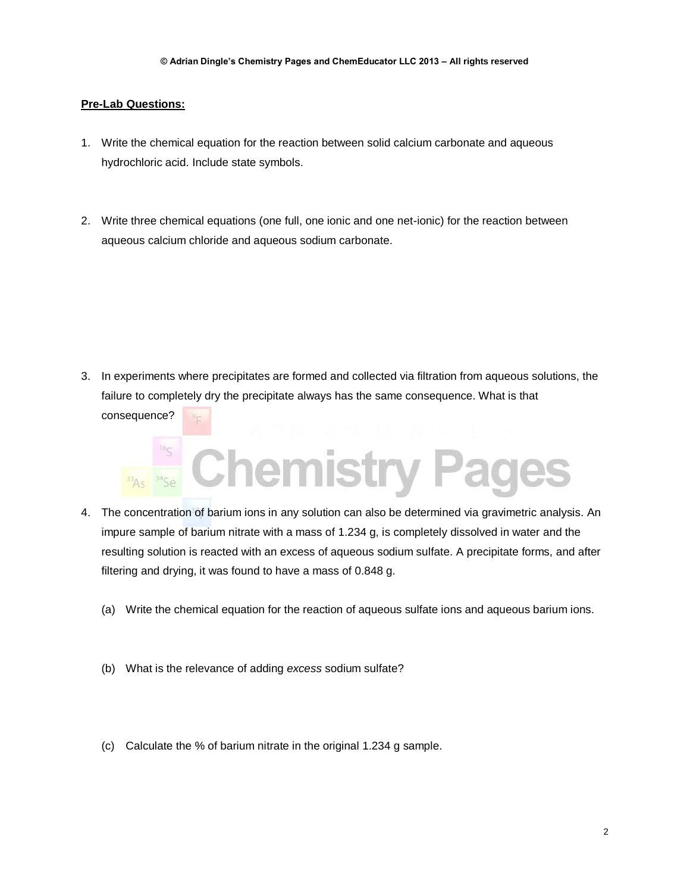**Pre-Lab Questions:**

1. Write the chemical equation for the reaction between solid calcium carbonate and aqueous hydrochloric acid. Include state symbols.

2. Write three chemical equations (one full, one ionic and one net-ionic) for the reaction between aqueous calcium chloride and aqueous sodium carbonate.

3. In experiments where precipitates are formed and collected via filtration from aqueous solutions, the failure to completely dry the precipitate always has the same consequence. What is that consequence?

4. The concentration of barium ions in any solution can also be determined via gravimetric analysis. An impure sample of barium nitrate with a mass of 1.234 g, is completely dissolved in water and the resulting solution is reacted with an excess of aqueous sodium sulfate. A precipitate forms, and after filtering and drying, it was found to have a mass of 0.848 g.

   (a) Write the chemical equation for the reaction of aqueous sulfate ions and aqueous barium ions.

   (b) What is the relevance of adding *excess* sodium sulfate?

   (c) Calculate the % of barium nitrate in the original 1.234 g sample.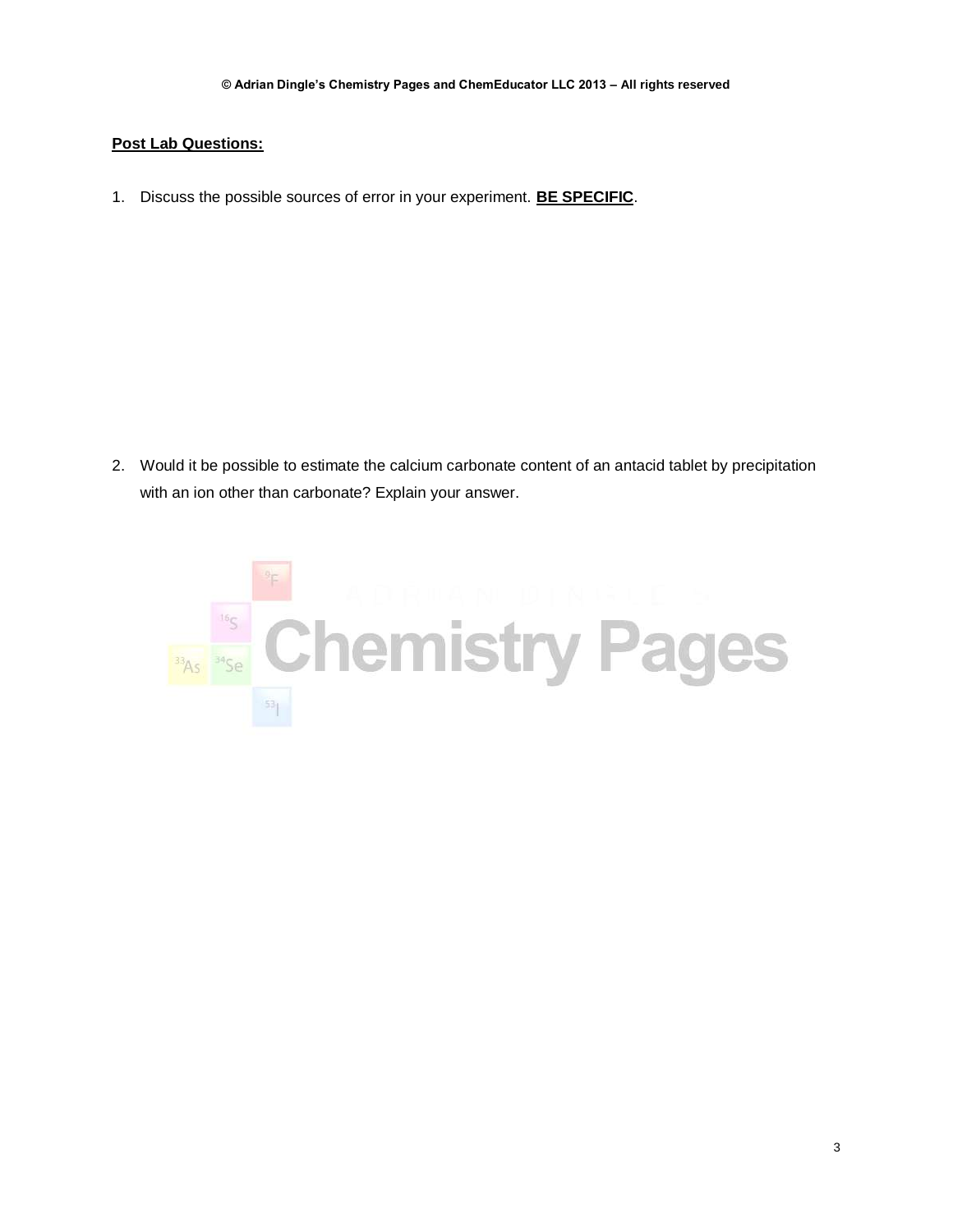**Post Lab Questions:**

1. Discuss the possible sources of error in your experiment. **BE SPECIFIC**.

2. Would it be possible to estimate the calcium carbonate content of an antacid tablet by precipitation with an ion other than carbonate? Explain your answer.